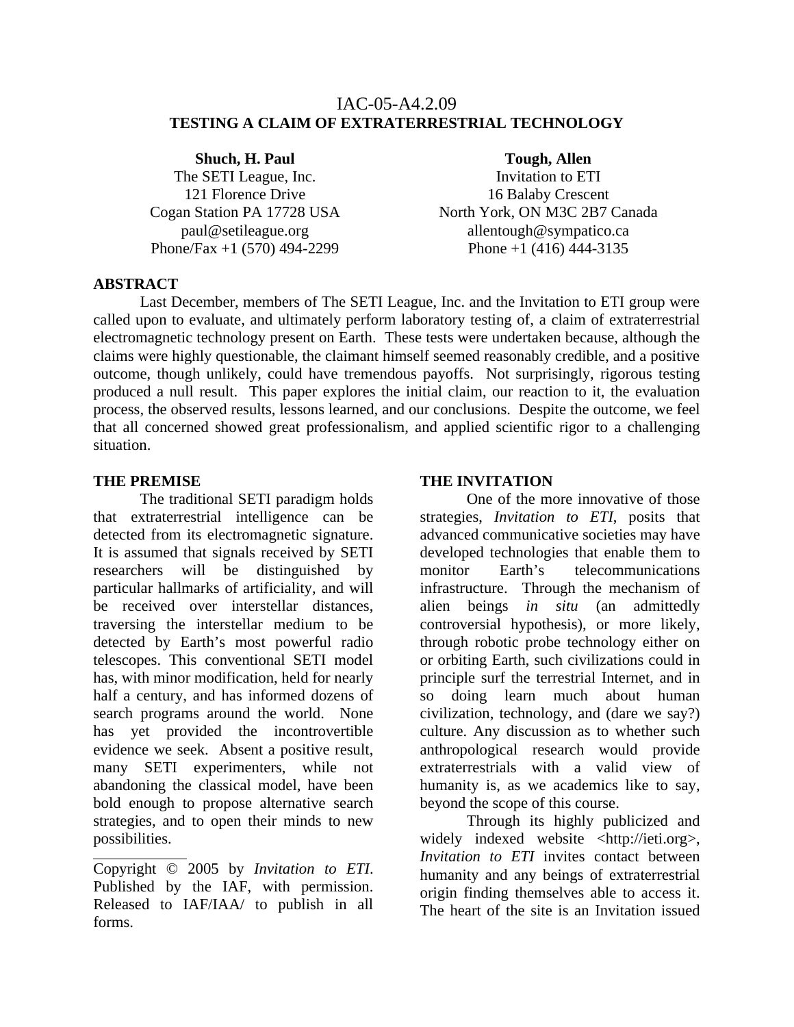IAC-05-A4.2.09

# TESTING A CLAIM OF EXTRATERRESTRIAL TECHNOLOGY

**Shuch, H. Paul**
The SETI League, Inc.
121 Florence Drive
Cogan Station PA 17728 USA
paul@setileague.org
Phone/Fax +1 (570) 494-2299

**Tough, Allen**
Invitation to ETI
16 Balaby Crescent
North York, ON M3C 2B7 Canada
allentough@sympatico.ca
Phone +1 (416) 444-3135

## ABSTRACT

Last December, members of The SETI League, Inc. and the Invitation to ETI group were called upon to evaluate, and ultimately perform laboratory testing of, a claim of extraterrestrial electromagnetic technology present on Earth. These tests were undertaken because, although the claims were highly questionable, the claimant himself seemed reasonably credible, and a positive outcome, though unlikely, could have tremendous payoffs. Not surprisingly, rigorous testing produced a null result. This paper explores the initial claim, our reaction to it, the evaluation process, the observed results, lessons learned, and our conclusions. Despite the outcome, we feel that all concerned showed great professionalism, and applied scientific rigor to a challenging situation.

## THE PREMISE

The traditional SETI paradigm holds that extraterrestrial intelligence can be detected from its electromagnetic signature. It is assumed that signals received by SETI researchers will be distinguished by particular hallmarks of artificiality, and will be received over interstellar distances, traversing the interstellar medium to be detected by Earth's most powerful radio telescopes. This conventional SETI model has, with minor modification, held for nearly half a century, and has informed dozens of search programs around the world. None has yet provided the incontrovertible evidence we seek. Absent a positive result, many SETI experimenters, while not abandoning the classical model, have been bold enough to propose alternative search strategies, and to open their minds to new possibilities.

Copyright © 2005 by *Invitation to ETI*. Published by the IAF, with permission. Released to IAF/IAA/ to publish in all forms.

## THE INVITATION

One of the more innovative of those strategies, *Invitation to ETI*, posits that advanced communicative societies may have developed technologies that enable them to monitor Earth's telecommunications infrastructure. Through the mechanism of alien beings *in situ* (an admittedly controversial hypothesis), or more likely, through robotic probe technology either on or orbiting Earth, such civilizations could in principle surf the terrestrial Internet, and in so doing learn much about human civilization, technology, and (dare we say?) culture. Any discussion as to whether such anthropological research would provide extraterrestrials with a valid view of humanity is, as we academics like to say, beyond the scope of this course.

Through its highly publicized and widely indexed website <http://ieti.org>, *Invitation to ETI* invites contact between humanity and any beings of extraterrestrial origin finding themselves able to access it. The heart of the site is an Invitation issued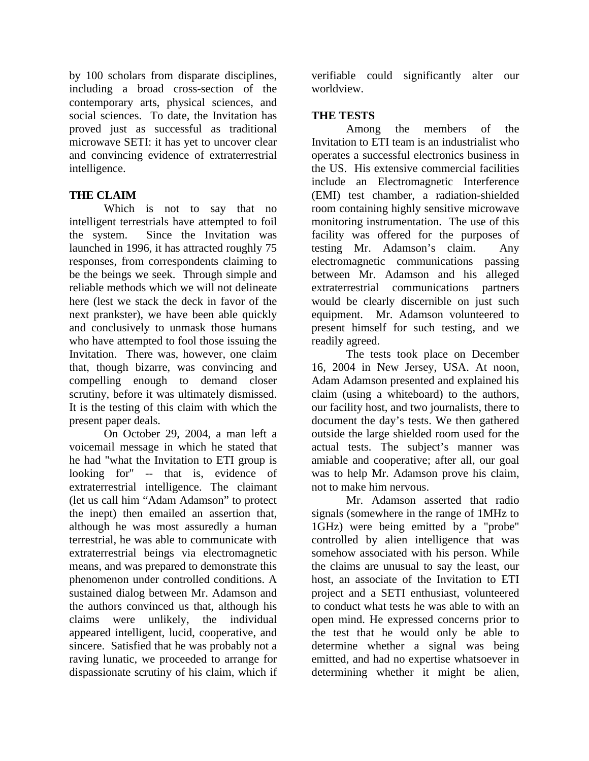by 100 scholars from disparate disciplines, including a broad cross-section of the contemporary arts, physical sciences, and social sciences. To date, the Invitation has proved just as successful as traditional microwave SETI: it has yet to uncover clear and convincing evidence of extraterrestrial intelligence.

## THE CLAIM

Which is not to say that no intelligent terrestrials have attempted to foil the system. Since the Invitation was launched in 1996, it has attracted roughly 75 responses, from correspondents claiming to be the beings we seek. Through simple and reliable methods which we will not delineate here (lest we stack the deck in favor of the next prankster), we have been able quickly and conclusively to unmask those humans who have attempted to fool those issuing the Invitation. There was, however, one claim that, though bizarre, was convincing and compelling enough to demand closer scrutiny, before it was ultimately dismissed. It is the testing of this claim with which the present paper deals.

On October 29, 2004, a man left a voicemail message in which he stated that he had "what the Invitation to ETI group is looking for" -- that is, evidence of extraterrestrial intelligence. The claimant (let us call him “Adam Adamson” to protect the inept) then emailed an assertion that, although he was most assuredly a human terrestrial, he was able to communicate with extraterrestrial beings via electromagnetic means, and was prepared to demonstrate this phenomenon under controlled conditions. A sustained dialog between Mr. Adamson and the authors convinced us that, although his claims were unlikely, the individual appeared intelligent, lucid, cooperative, and sincere. Satisfied that he was probably not a raving lunatic, we proceeded to arrange for dispassionate scrutiny of his claim, which if verifiable could significantly alter our worldview.

## THE TESTS

Among the members of the Invitation to ETI team is an industrialist who operates a successful electronics business in the US. His extensive commercial facilities include an Electromagnetic Interference (EMI) test chamber, a radiation-shielded room containing highly sensitive microwave monitoring instrumentation. The use of this facility was offered for the purposes of testing Mr. Adamson’s claim. Any electromagnetic communications passing between Mr. Adamson and his alleged extraterrestrial communications partners would be clearly discernible on just such equipment. Mr. Adamson volunteered to present himself for such testing, and we readily agreed.

The tests took place on December 16, 2004 in New Jersey, USA. At noon, Adam Adamson presented and explained his claim (using a whiteboard) to the authors, our facility host, and two journalists, there to document the day’s tests. We then gathered outside the large shielded room used for the actual tests. The subject’s manner was amiable and cooperative; after all, our goal was to help Mr. Adamson prove his claim, not to make him nervous.

Mr. Adamson asserted that radio signals (somewhere in the range of 1MHz to 1GHz) were being emitted by a "probe" controlled by alien intelligence that was somehow associated with his person. While the claims are unusual to say the least, our host, an associate of the Invitation to ETI project and a SETI enthusiast, volunteered to conduct what tests he was able to with an open mind. He expressed concerns prior to the test that he would only be able to determine whether a signal was being emitted, and had no expertise whatsoever in determining whether it might be alien,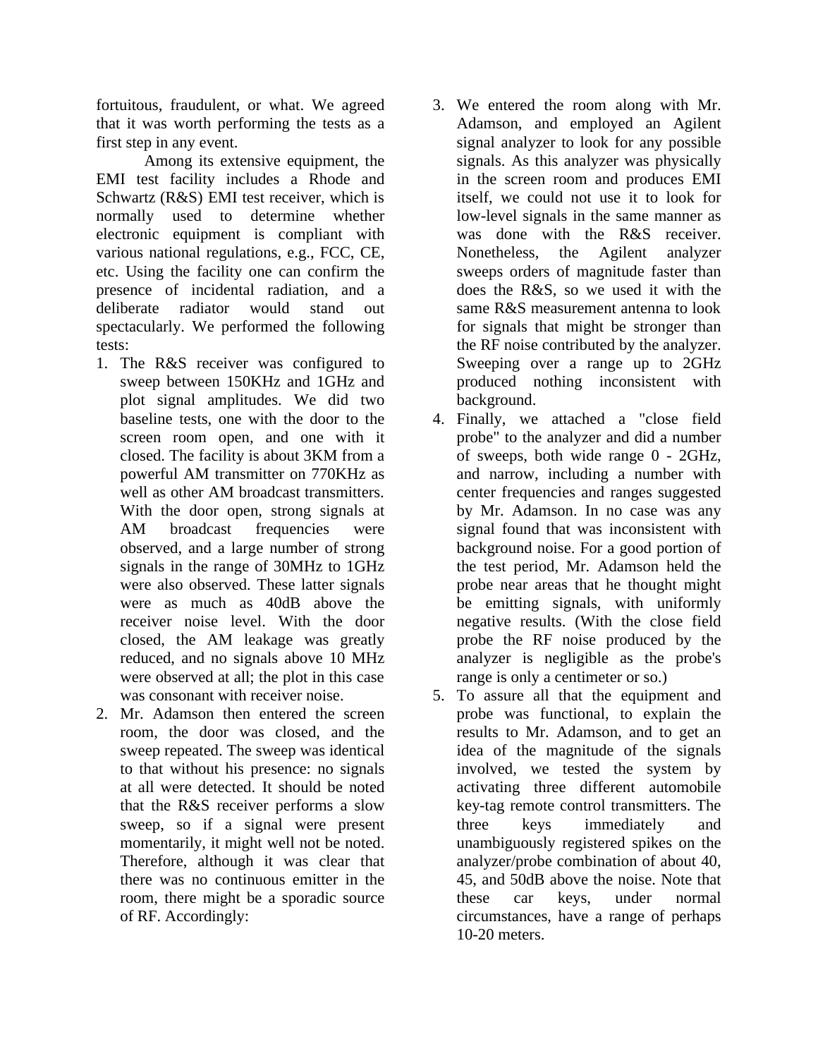fortuitous, fraudulent, or what. We agreed that it was worth performing the tests as a first step in any event.

Among its extensive equipment, the EMI test facility includes a Rhode and Schwartz (R&S) EMI test receiver, which is normally used to determine whether electronic equipment is compliant with various national regulations, e.g., FCC, CE, etc. Using the facility one can confirm the presence of incidental radiation, and a deliberate radiator would stand out spectacularly. We performed the following tests:

1. The R&S receiver was configured to sweep between 150KHz and 1GHz and plot signal amplitudes. We did two baseline tests, one with the door to the screen room open, and one with it closed. The facility is about 3KM from a powerful AM transmitter on 770KHz as well as other AM broadcast transmitters. With the door open, strong signals at AM broadcast frequencies were observed, and a large number of strong signals in the range of 30MHz to 1GHz were also observed. These latter signals were as much as 40dB above the receiver noise level. With the door closed, the AM leakage was greatly reduced, and no signals above 10 MHz were observed at all; the plot in this case was consonant with receiver noise.
2. Mr. Adamson then entered the screen room, the door was closed, and the sweep repeated. The sweep was identical to that without his presence: no signals at all were detected. It should be noted that the R&S receiver performs a slow sweep, so if a signal were present momentarily, it might well not be noted. Therefore, although it was clear that there was no continuous emitter in the room, there might be a sporadic source of RF. Accordingly:
3. We entered the room along with Mr. Adamson, and employed an Agilent signal analyzer to look for any possible signals. As this analyzer was physically in the screen room and produces EMI itself, we could not use it to look for low-level signals in the same manner as was done with the R&S receiver. Nonetheless, the Agilent analyzer sweeps orders of magnitude faster than does the R&S, so we used it with the same R&S measurement antenna to look for signals that might be stronger than the RF noise contributed by the analyzer. Sweeping over a range up to 2GHz produced nothing inconsistent with background.
4. Finally, we attached a "close field probe" to the analyzer and did a number of sweeps, both wide range 0 - 2GHz, and narrow, including a number with center frequencies and ranges suggested by Mr. Adamson. In no case was any signal found that was inconsistent with background noise. For a good portion of the test period, Mr. Adamson held the probe near areas that he thought might be emitting signals, with uniformly negative results. (With the close field probe the RF noise produced by the analyzer is negligible as the probe's range is only a centimeter or so.)
5. To assure all that the equipment and probe was functional, to explain the results to Mr. Adamson, and to get an idea of the magnitude of the signals involved, we tested the system by activating three different automobile key-tag remote control transmitters. The three keys immediately and unambiguously registered spikes on the analyzer/probe combination of about 40, 45, and 50dB above the noise. Note that these car keys, under normal circumstances, have a range of perhaps 10-20 meters.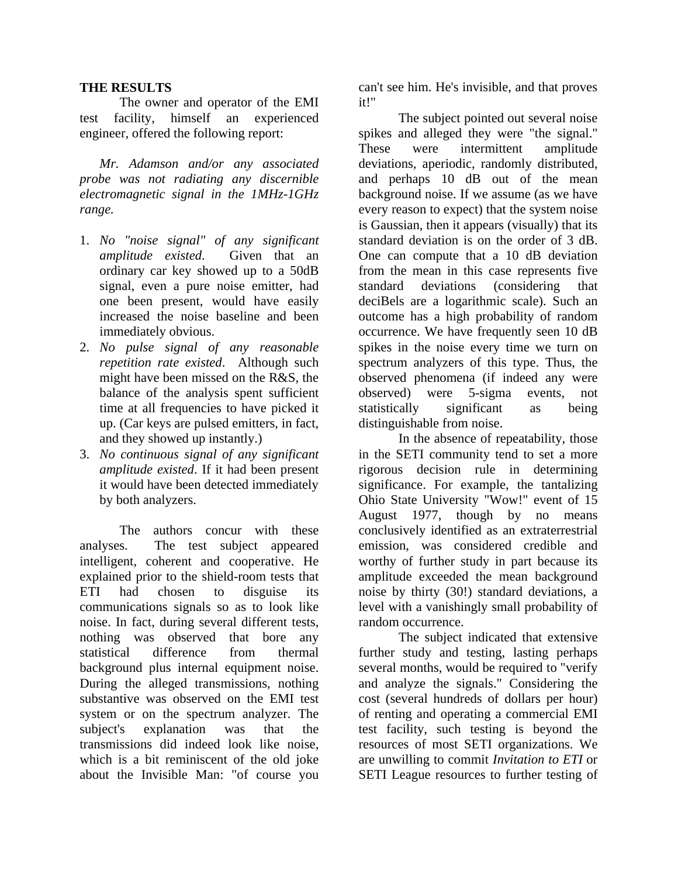## THE RESULTS

The owner and operator of the EMI test facility, himself an experienced engineer, offered the following report:

*Mr. Adamson and/or any associated probe was not radiating any discernible electromagnetic signal in the 1MHz-1GHz range.*

1. *No "noise signal" of any significant amplitude existed*. Given that an ordinary car key showed up to a 50dB signal, even a pure noise emitter, had one been present, would have easily increased the noise baseline and been immediately obvious.
2. *No pulse signal of any reasonable repetition rate existed*. Although such might have been missed on the R&S, the balance of the analysis spent sufficient time at all frequencies to have picked it up. (Car keys are pulsed emitters, in fact, and they showed up instantly.)
3. *No continuous signal of any significant amplitude existed*. If it had been present it would have been detected immediately by both analyzers.

The authors concur with these analyses. The test subject appeared intelligent, coherent and cooperative. He explained prior to the shield-room tests that ETI had chosen to disguise its communications signals so as to look like noise. In fact, during several different tests, nothing was observed that bore any statistical difference from thermal background plus internal equipment noise. During the alleged transmissions, nothing substantive was observed on the EMI test system or on the spectrum analyzer. The subject's explanation was that the transmissions did indeed look like noise, which is a bit reminiscent of the old joke about the Invisible Man: "of course you can't see him. He's invisible, and that proves it!"

The subject pointed out several noise spikes and alleged they were "the signal." These were intermittent amplitude deviations, aperiodic, randomly distributed, and perhaps 10 dB out of the mean background noise. If we assume (as we have every reason to expect) that the system noise is Gaussian, then it appears (visually) that its standard deviation is on the order of 3 dB. One can compute that a 10 dB deviation from the mean in this case represents five standard deviations (considering that deciBels are a logarithmic scale). Such an outcome has a high probability of random occurrence. We have frequently seen 10 dB spikes in the noise every time we turn on spectrum analyzers of this type. Thus, the observed phenomena (if indeed any were observed) were 5-sigma events, not statistically significant as being distinguishable from noise.

In the absence of repeatability, those in the SETI community tend to set a more rigorous decision rule in determining significance. For example, the tantalizing Ohio State University "Wow!" event of 15 August 1977, though by no means conclusively identified as an extraterrestrial emission, was considered credible and worthy of further study in part because its amplitude exceeded the mean background noise by thirty (30!) standard deviations, a level with a vanishingly small probability of random occurrence.

The subject indicated that extensive further study and testing, lasting perhaps several months, would be required to "verify and analyze the signals." Considering the cost (several hundreds of dollars per hour) of renting and operating a commercial EMI test facility, such testing is beyond the resources of most SETI organizations. We are unwilling to commit *Invitation to ETI* or SETI League resources to further testing of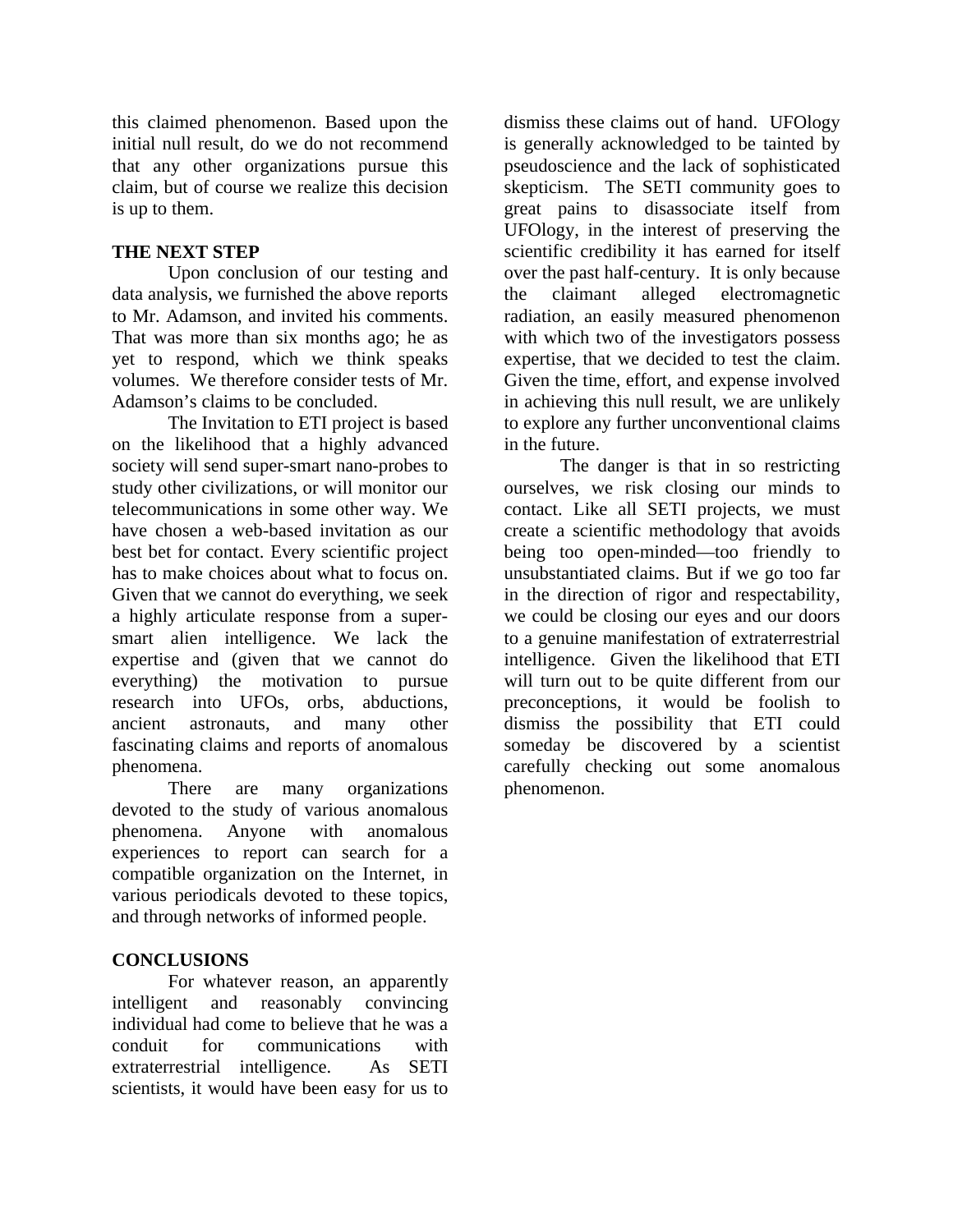this claimed phenomenon. Based upon the initial null result, do we do not recommend that any other organizations pursue this claim, but of course we realize this decision is up to them.

**THE NEXT STEP**

Upon conclusion of our testing and data analysis, we furnished the above reports to Mr. Adamson, and invited his comments. That was more than six months ago; he as yet to respond, which we think speaks volumes. We therefore consider tests of Mr. Adamson's claims to be concluded.

The Invitation to ETI project is based on the likelihood that a highly advanced society will send super-smart nano-probes to study other civilizations, or will monitor our telecommunications in some other way. We have chosen a web-based invitation as our best bet for contact. Every scientific project has to make choices about what to focus on. Given that we cannot do everything, we seek a highly articulate response from a super-smart alien intelligence. We lack the expertise and (given that we cannot do everything) the motivation to pursue research into UFOs, orbs, abductions, ancient astronauts, and many other fascinating claims and reports of anomalous phenomena.

There are many organizations devoted to the study of various anomalous phenomena. Anyone with anomalous experiences to report can search for a compatible organization on the Internet, in various periodicals devoted to these topics, and through networks of informed people.

**CONCLUSIONS**

For whatever reason, an apparently intelligent and reasonably convincing individual had come to believe that he was a conduit for communications with extraterrestrial intelligence. As SETI scientists, it would have been easy for us to dismiss these claims out of hand. UFOlogy is generally acknowledged to be tainted by pseudoscience and the lack of sophisticated skepticism. The SETI community goes to great pains to disassociate itself from UFOlogy, in the interest of preserving the scientific credibility it has earned for itself over the past half-century. It is only because the claimant alleged electromagnetic radiation, an easily measured phenomenon with which two of the investigators possess expertise, that we decided to test the claim. Given the time, effort, and expense involved in achieving this null result, we are unlikely to explore any further unconventional claims in the future.

The danger is that in so restricting ourselves, we risk closing our minds to contact. Like all SETI projects, we must create a scientific methodology that avoids being too open-minded—too friendly to unsubstantiated claims. But if we go too far in the direction of rigor and respectability, we could be closing our eyes and our doors to a genuine manifestation of extraterrestrial intelligence. Given the likelihood that ETI will turn out to be quite different from our preconceptions, it would be foolish to dismiss the possibility that ETI could someday be discovered by a scientist carefully checking out some anomalous phenomenon.